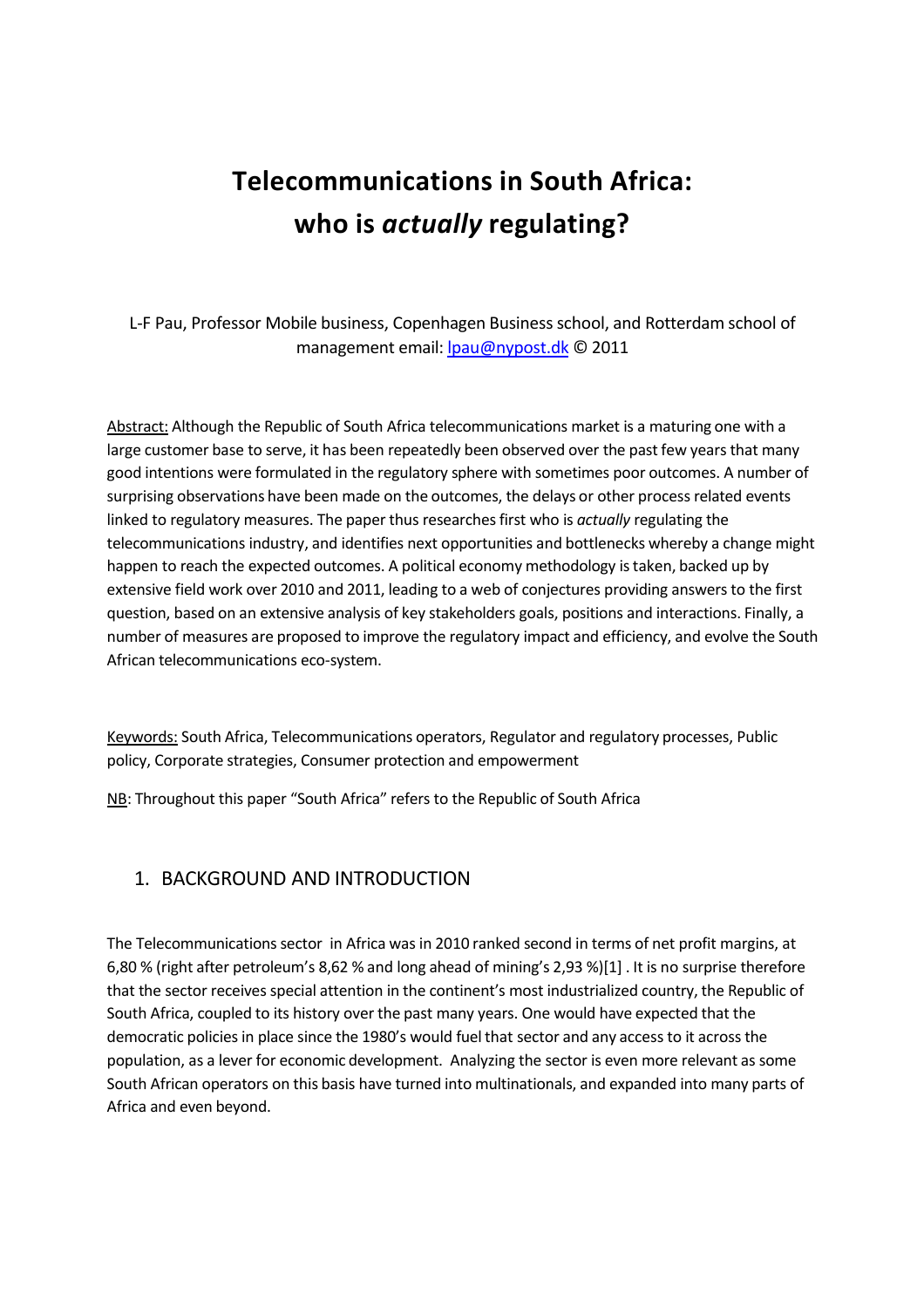# Telecommunications in South Africa: who is *actually* regulating?

L-F Pau, Professor Mobile business, Copenhagen Business school, and Rotterdam school of management email: lpau@nypost.dk © 2011

Abstract: Although the Republic of South Africa telecommunications market is a maturing one with a large customer base to serve, it has been repeatedly been observed over the past few years that many good intentions were formulated in the regulatory sphere with sometimes poor outcomes. A number of surprising observations have been made on the outcomes, the delays or other process related events linked to regulatory measures. The paper thus researches first who is *actually* regulating the telecommunications industry, and identifies next opportunities and bottlenecks whereby a change might happen to reach the expected outcomes. A political economy methodology is taken, backed up by extensive field work over 2010 and 2011, leading to a web of conjectures providing answers to the first question, based on an extensive analysis of key stakeholders goals, positions and interactions. Finally, a number of measures are proposed to improve the regulatory impact and efficiency, and evolve the South African telecommunications eco-system.

Keywords: South Africa, Telecommunications operators, Regulator and regulatory processes, Public policy, Corporate strategies, Consumer protection and empowerment

NB: Throughout this paper "South Africa" refers to the Republic of South Africa

## 1. BACKGROUND AND INTRODUCTION

The Telecommunications sector in Africa was in 2010 ranked second in terms of net profit margins, at 6,80 % (right after petroleum's 8,62 % and long ahead of mining's 2,93 %)[1] . It is no surprise therefore that the sector receives special attention in the continent's most industrialized country, the Republic of South Africa, coupled to its history over the past many years. One would have expected that the democratic policies in place since the 1980's would fuel that sector and any access to it across the population, as a lever for economic development. Analyzing the sector is even more relevant as some South African operators on this basis have turned into multinationals, and expanded into many parts of Africa and even beyond.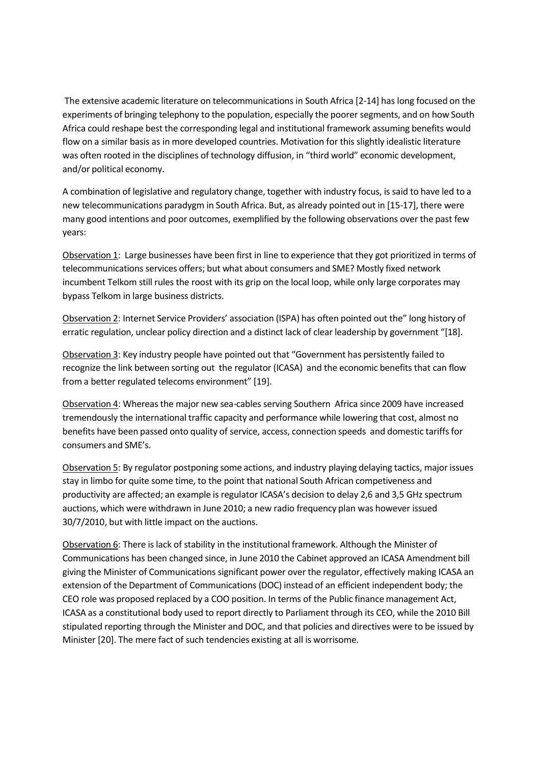The extensive academic literature on telecommunications in South Africa [2-14] has long focused on the experiments of bringing telephony to the population, especially the poorer segments, and on how South Africa could reshape best the corresponding legal and institutional framework assuming benefits would flow on a similar basis as in more developed countries. Motivation for this slightly idealistic literature was often rooted in the disciplines of technology diffusion, in "third world" economic development, and/or political economy.

A combination of legislative and regulatory change, together with industry focus, is said to have led to a new telecommunications paradygm in South Africa. But, as already pointed out in [15-17], there were many good intentions and poor outcomes, exemplified by the following observations over the past few years:

Observation 1: Large businesses have been first in line to experience that they got prioritized in terms of telecommunications services offers; but what about consumers and SME? Mostly fixed network incumbent Telkom still rules the roost with its grip on the local loop, while only large corporates may bypass Telkom in large business districts.

Observation 2: Internet Service Providers' association (ISPA) has often pointed out the" long history of erratic regulation, unclear policy direction and a distinct lack of clear leadership by government "[18].

Observation 3: Key industry people have pointed out that "Government has persistently failed to recognize the link between sorting out the regulator (ICASA) and the economic benefits that can flow from a better regulated telecoms environment" [19].

Observation 4: Whereas the major new sea-cables serving Southern Africa since 2009 have increased tremendously the international traffic capacity and performance while lowering that cost, almost no benefits have been passed onto quality of service, access, connection speeds and domestic tariffs for consumers and SME's.

Observation 5: By regulator postponing some actions, and industry playing delaying tactics, major issues stay in limbo for quite some time, to the point that national South African competitiveness and productivity are affected; an example is regulator ICASA's decision to delay 2,6 and 3,5 GHz spectrum auctions, which were withdrawn in June 2010; a new radio frequency plan was however issued 30/7/2010, but with little impact on the auctions.

Observation 6: There is lack of stability in the institutional framework. Although the Minister of Communications has been changed since, in June 2010 the Cabinet approved an ICASA Amendment bill giving the Minister of Communications significant power over the regulator, effectively making ICASA an extension of the Department of Communications (DOC) instead of an efficient independent body; the CEO role was proposed replaced by a COO position. In terms of the Public finance management Act, ICASA as a constitutional body used to report directly to Parliament through its CEO, while the 2010 Bill stipulated reporting through the Minister and DOC, and that policies and directives were to be issued by Minister [20]. The mere fact of such tendencies existing at all is worrisome.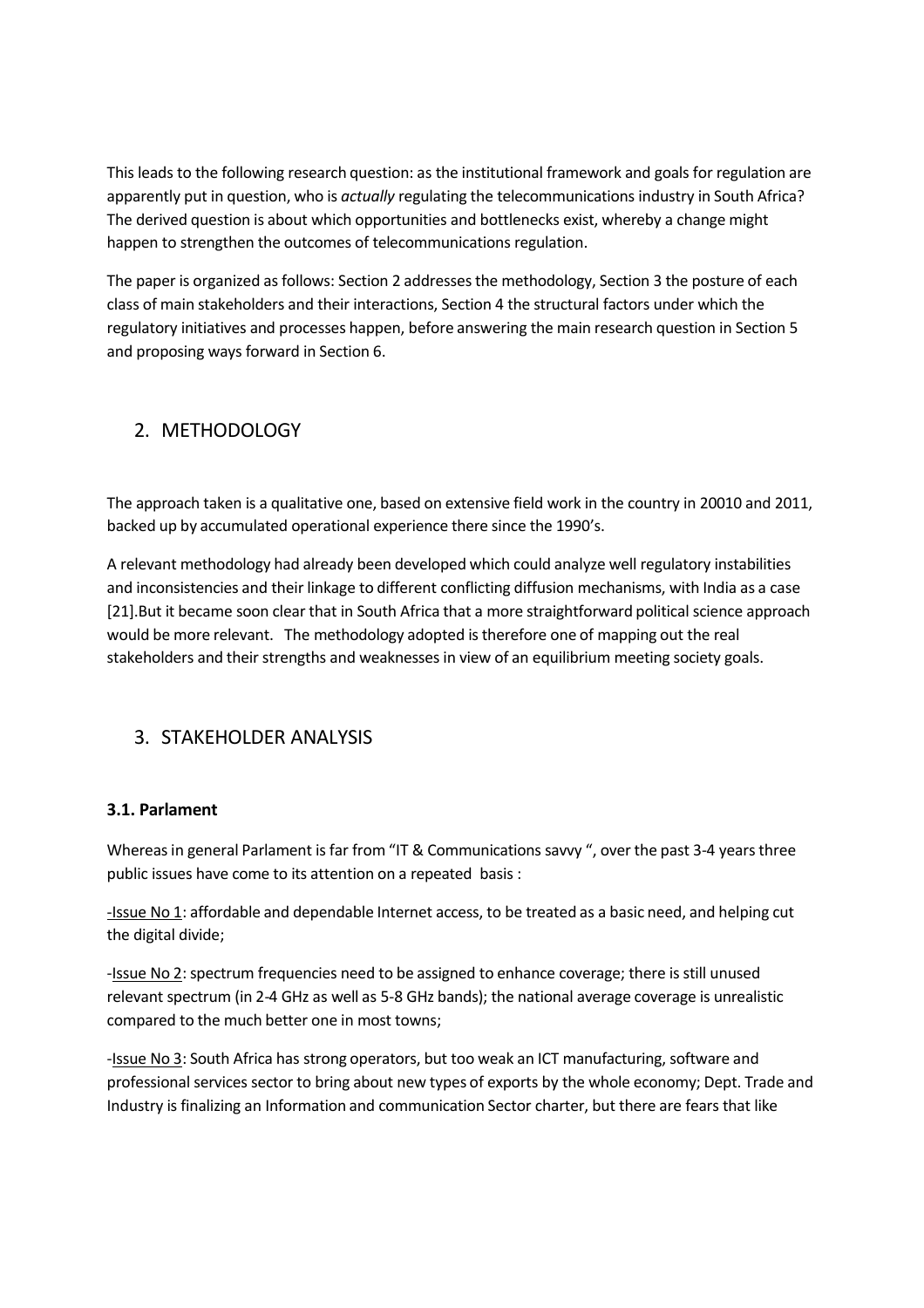This leads to the following research question: as the institutional framework and goals for regulation are apparently put in question, who is *actually* regulating the telecommunications industry in South Africa? The derived question is about which opportunities and bottlenecks exist, whereby a change might happen to strengthen the outcomes of telecommunications regulation.

The paper is organized as follows: Section 2 addresses the methodology, Section 3 the posture of each class of main stakeholders and their interactions, Section 4 the structural factors under which the regulatory initiatives and processes happen, before answering the main research question in Section 5 and proposing ways forward in Section 6.

## 2. METHODOLOGY

The approach taken is a qualitative one, based on extensive field work in the country in 20010 and 2011, backed up by accumulated operational experience there since the 1990's.

A relevant methodology had already been developed which could analyze well regulatory instabilities and inconsistencies and their linkage to different conflicting diffusion mechanisms, with India as a case [21].But it became soon clear that in South Africa that a more straightforward political science approach would be more relevant. The methodology adopted is therefore one of mapping out the real stakeholders and their strengths and weaknesses in view of an equilibrium meeting society goals.

## 3. STAKEHOLDER ANALYSIS

### 3.1. Parlament

Whereas in general Parlament is far from "IT & Communications savvy ", over the past 3-4 years three public issues have come to its attention on a repeated basis :

-Issue No 1: affordable and dependable Internet access, to be treated as a basic need, and helping cut the digital divide;

-Issue No 2: spectrum frequencies need to be assigned to enhance coverage; there is still unused relevant spectrum (in 2-4 GHz as well as 5-8 GHz bands); the national average coverage is unrealistic compared to the much better one in most towns;

-Issue No 3: South Africa has strong operators, but too weak an ICT manufacturing, software and professional services sector to bring about new types of exports by the whole economy; Dept. Trade and Industry is finalizing an Information and communication Sector charter, but there are fears that like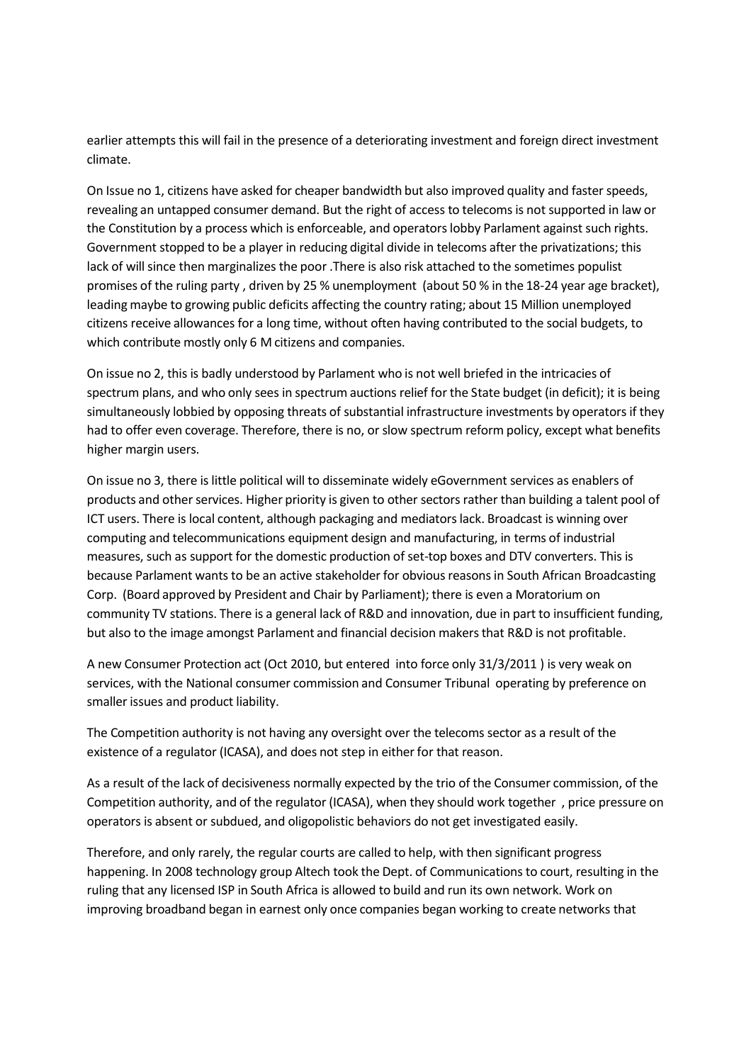earlier attempts this will fail in the presence of a deteriorating investment and foreign direct investment climate.

On Issue no 1, citizens have asked for cheaper bandwidth but also improved quality and faster speeds, revealing an untapped consumer demand. But the right of access to telecoms is not supported in law or the Constitution by a process which is enforceable, and operators lobby Parlament against such rights. Government stopped to be a player in reducing digital divide in telecoms after the privatizations; this lack of will since then marginalizes the poor .There is also risk attached to the sometimes populist promises of the ruling party , driven by 25 % unemployment (about 50 % in the 18-24 year age bracket), leading maybe to growing public deficits affecting the country rating; about 15 Million unemployed citizens receive allowances for a long time, without often having contributed to the social budgets, to which contribute mostly only 6 M citizens and companies.

On issue no 2, this is badly understood by Parlament who is not well briefed in the intricacies of spectrum plans, and who only sees in spectrum auctions relief for the State budget (in deficit); it is being simultaneously lobbied by opposing threats of substantial infrastructure investments by operators if they had to offer even coverage. Therefore, there is no, or slow spectrum reform policy, except what benefits higher margin users.

On issue no 3, there is little political will to disseminate widely eGovernment services as enablers of products and other services. Higher priority is given to other sectors rather than building a talent pool of ICT users. There is local content, although packaging and mediators lack. Broadcast is winning over computing and telecommunications equipment design and manufacturing, in terms of industrial measures, such as support for the domestic production of set-top boxes and DTV converters. This is because Parlament wants to be an active stakeholder for obvious reasons in South African Broadcasting Corp. (Board approved by President and Chair by Parliament); there is even a Moratorium on community TV stations. There is a general lack of R&D and innovation, due in part to insufficient funding, but also to the image amongst Parlament and financial decision makers that R&D is not profitable.

A new Consumer Protection act (Oct 2010, but entered into force only 31/3/2011 ) is very weak on services, with the National consumer commission and Consumer Tribunal operating by preference on smaller issues and product liability.

The Competition authority is not having any oversight over the telecoms sector as a result of the existence of a regulator (ICASA), and does not step in either for that reason.

As a result of the lack of decisiveness normally expected by the trio of the Consumer commission, of the Competition authority, and of the regulator (ICASA), when they should work together , price pressure on operators is absent or subdued, and oligopolistic behaviors do not get investigated easily.

Therefore, and only rarely, the regular courts are called to help, with then significant progress happening. In 2008 technology group Altech took the Dept. of Communications to court, resulting in the ruling that any licensed ISP in South Africa is allowed to build and run its own network. Work on improving broadband began in earnest only once companies began working to create networks that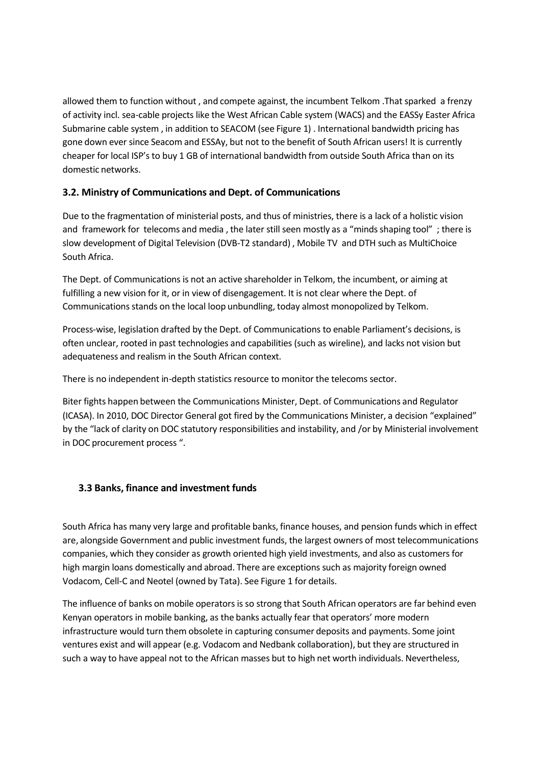allowed them to function without , and compete against, the incumbent Telkom .That sparked a frenzy of activity incl. sea-cable projects like the West African Cable system (WACS) and the EASSy Easter Africa Submarine cable system , in addition to SEACOM (see Figure 1) . International bandwidth pricing has gone down ever since Seacom and ESSAy, but not to the benefit of South African users! It is currently cheaper for local ISP's to buy 1 GB of international bandwidth from outside South Africa than on its domestic networks.

### 3.2. Ministry of Communications and Dept. of Communications

Due to the fragmentation of ministerial posts, and thus of ministries, there is a lack of a holistic vision and framework for telecoms and media , the later still seen mostly as a "minds shaping tool" ; there is slow development of Digital Television (DVB-T2 standard) , Mobile TV and DTH such as MultiChoice South Africa.

The Dept. of Communications is not an active shareholder in Telkom, the incumbent, or aiming at fulfilling a new vision for it, or in view of disengagement. It is not clear where the Dept. of Communications stands on the local loop unbundling, today almost monopolized by Telkom.

Process-wise, legislation drafted by the Dept. of Communications to enable Parliament's decisions, is often unclear, rooted in past technologies and capabilities (such as wireline), and lacks not vision but adequateness and realism in the South African context.

There is no independent in-depth statistics resource to monitor the telecoms sector.

Biter fights happen between the Communications Minister, Dept. of Communications and Regulator (ICASA). In 2010, DOC Director General got fired by the Communications Minister, a decision "explained" by the "lack of clarity on DOC statutory responsibilities and instability, and /or by Ministerial involvement in DOC procurement process ".

### 3.3 Banks, finance and investment funds

South Africa has many very large and profitable banks, finance houses, and pension funds which in effect are, alongside Government and public investment funds, the largest owners of most telecommunications companies, which they consider as growth oriented high yield investments, and also as customers for high margin loans domestically and abroad. There are exceptions such as majority foreign owned Vodacom, Cell-C and Neotel (owned by Tata). See Figure 1 for details.

The influence of banks on mobile operators is so strong that South African operators are far behind even Kenyan operators in mobile banking, as the banks actually fear that operators' more modern infrastructure would turn them obsolete in capturing consumer deposits and payments. Some joint ventures exist and will appear (e.g. Vodacom and Nedbank collaboration), but they are structured in such a way to have appeal not to the African masses but to high net worth individuals. Nevertheless,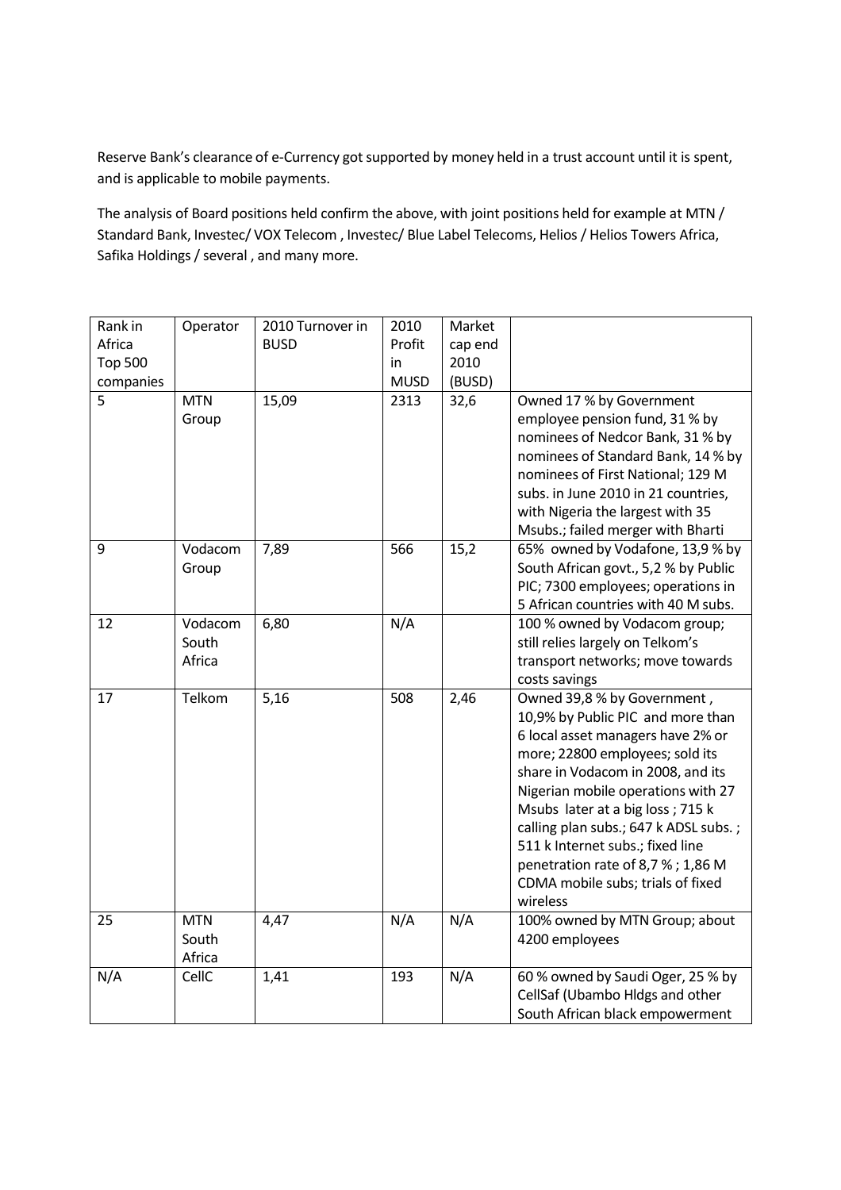Reserve Bank's clearance of e-Currency got supported by money held in a trust account until it is spent, and is applicable to mobile payments.

The analysis of Board positions held confirm the above, with joint positions held for example at MTN / Standard Bank, Investec/ VOX Telecom , Investec/ Blue Label Telecoms, Helios / Helios Towers Africa, Safika Holdings / several , and many more.

| Rank in Africa Top 500 companies | Operator | 2010 Turnover in BUSD | 2010 Profit in MUSD | Market cap end 2010 (BUSD) | |
|---|---|---|---|---|---|
| 5 | MTN Group | 15,09 | 2313 | 32,6 | Owned 17 % by Government employee pension fund, 31 % by nominees of Nedcor Bank, 31 % by nominees of Standard Bank, 14 % by nominees of First National; 129 M subs. in June 2010 in 21 countries, with Nigeria the largest with 35 Msubs.; failed merger with Bharti |
| 9 | Vodacom Group | 7,89 | 566 | 15,2 | 65% owned by Vodafone, 13,9 % by South African govt., 5,2 % by Public PIC; 7300 employees; operations in 5 African countries with 40 M subs. |
| 12 | Vodacom South Africa | 6,80 | N/A | | 100 % owned by Vodacom group; still relies largely on Telkom's transport networks; move towards costs savings |
| 17 | Telkom | 5,16 | 508 | 2,46 | Owned 39,8 % by Government , 10,9% by Public PIC and more than 6 local asset managers have 2% or more; 22800 employees; sold its share in Vodacom in 2008, and its Nigerian mobile operations with 27 Msubs later at a big loss ; 715 k calling plan subs.; 647 k ADSL subs. ; 511 k Internet subs.; fixed line penetration rate of 8,7 % ; 1,86 M CDMA mobile subs; trials of fixed wireless |
| 25 | MTN South Africa | 4,47 | N/A | N/A | 100% owned by MTN Group; about 4200 employees |
| N/A | CellC | 1,41 | 193 | N/A | 60 % owned by Saudi Oger, 25 % by CellSaf (Ubambo Hldgs and other South African black empowerment |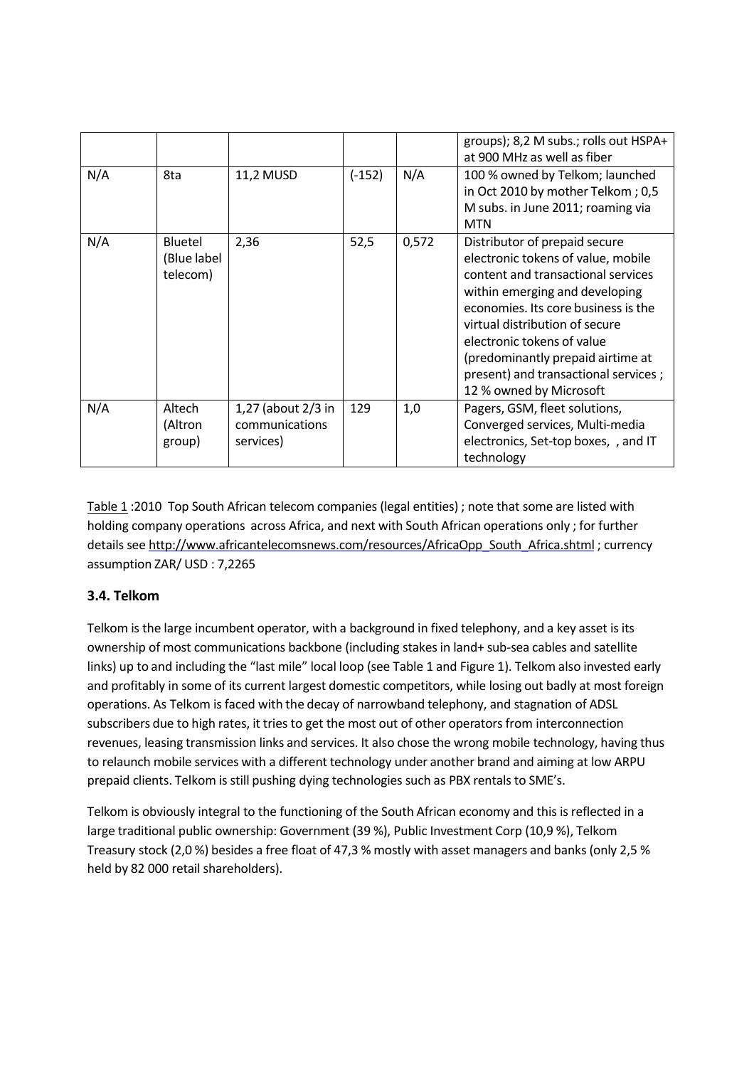| | | | | | groups); 8,2 M subs.; rolls out HSPA+ at 900 MHz as well as fiber |
|---|---|---|---|---|---|
| N/A | 8ta | 11,2 MUSD | (-152) | N/A | 100 % owned by Telkom; launched in Oct 2010 by mother Telkom ; 0,5 M subs. in June 2011; roaming via MTN |
| N/A | Bluetel (Blue label telecom) | 2,36 | 52,5 | 0,572 | Distributor of prepaid secure electronic tokens of value, mobile content and transactional services within emerging and developing economies. Its core business is the virtual distribution of secure electronic tokens of value (predominantly prepaid airtime at present) and transactional services ; 12 % owned by Microsoft |
| N/A | Altech (Altron group) | 1,27 (about 2/3 in communications services) | 129 | 1,0 | Pagers, GSM, fleet solutions, Converged services, Multi-media electronics, Set-top boxes, , and IT technology |

Table 1 :2010 Top South African telecom companies (legal entities) ; note that some are listed with holding company operations across Africa, and next with South African operations only ; for further details see http://www.africantelecomsnews.com/resources/AfricaOpp_South_Africa.shtml ; currency assumption ZAR/ USD : 7,2265

### 3.4. Telkom

Telkom is the large incumbent operator, with a background in fixed telephony, and a key asset is its ownership of most communications backbone (including stakes in land+ sub-sea cables and satellite links) up to and including the "last mile" local loop (see Table 1 and Figure 1). Telkom also invested early and profitably in some of its current largest domestic competitors, while losing out badly at most foreign operations. As Telkom is faced with the decay of narrowband telephony, and stagnation of ADSL subscribers due to high rates, it tries to get the most out of other operators from interconnection revenues, leasing transmission links and services. It also chose the wrong mobile technology, having thus to relaunch mobile services with a different technology under another brand and aiming at low ARPU prepaid clients. Telkom is still pushing dying technologies such as PBX rentals to SME's.

Telkom is obviously integral to the functioning of the South African economy and this is reflected in a large traditional public ownership: Government (39 %), Public Investment Corp (10,9 %), Telkom Treasury stock (2,0 %) besides a free float of 47,3 % mostly with asset managers and banks (only 2,5 % held by 82 000 retail shareholders).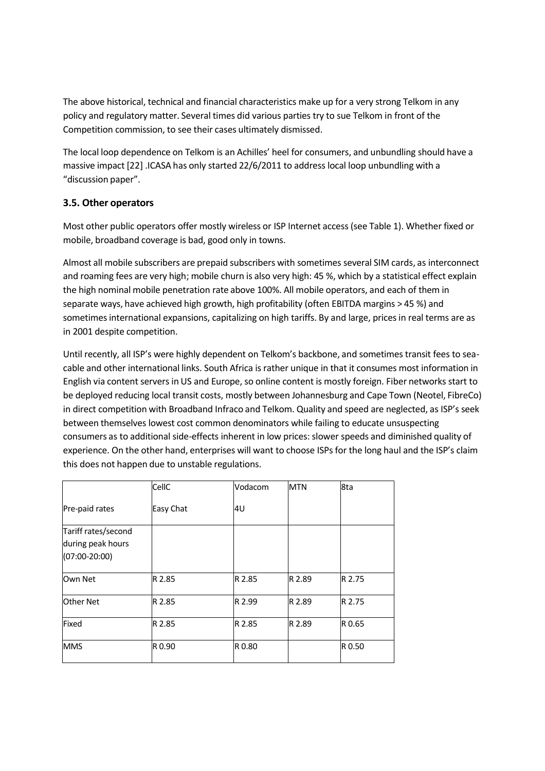The above historical, technical and financial characteristics make up for a very strong Telkom in any policy and regulatory matter. Several times did various parties try to sue Telkom in front of the Competition commission, to see their cases ultimately dismissed.

The local loop dependence on Telkom is an Achilles' heel for consumers, and unbundling should have a massive impact [22] .ICASA has only started 22/6/2011 to address local loop unbundling with a "discussion paper".

### 3.5. Other operators

Most other public operators offer mostly wireless or ISP Internet access (see Table 1). Whether fixed or mobile, broadband coverage is bad, good only in towns.

Almost all mobile subscribers are prepaid subscribers with sometimes several SIM cards, as interconnect and roaming fees are very high; mobile churn is also very high: 45 %, which by a statistical effect explain the high nominal mobile penetration rate above 100%. All mobile operators, and each of them in separate ways, have achieved high growth, high profitability (often EBITDA margins > 45 %) and sometimes international expansions, capitalizing on high tariffs. By and large, prices in real terms are as in 2001 despite competition.

Until recently, all ISP's were highly dependent on Telkom's backbone, and sometimes transit fees to sea-cable and other international links. South Africa is rather unique in that it consumes most information in English via content servers in US and Europe, so online content is mostly foreign. Fiber networks start to be deployed reducing local transit costs, mostly between Johannesburg and Cape Town (Neotel, FibreCo) in direct competition with Broadband Infraco and Telkom. Quality and speed are neglected, as ISP's seek between themselves lowest cost common denominators while failing to educate unsuspecting consumers as to additional side-effects inherent in low prices: slower speeds and diminished quality of experience. On the other hand, enterprises will want to choose ISPs for the long haul and the ISP's claim this does not happen due to unstable regulations.

| Pre-paid rates | CellC Easy Chat | Vodacom 4U | MTN | 8ta |
|---|---|---|---|---|
| Tariff rates/second during peak hours (07:00-20:00) | | | | |
| Own Net | R 2.85 | R 2.85 | R 2.89 | R 2.75 |
| Other Net | R 2.85 | R 2.99 | R 2.89 | R 2.75 |
| Fixed | R 2.85 | R 2.85 | R 2.89 | R 0.65 |
| MMS | R 0.90 | R 0.80 | | R 0.50 |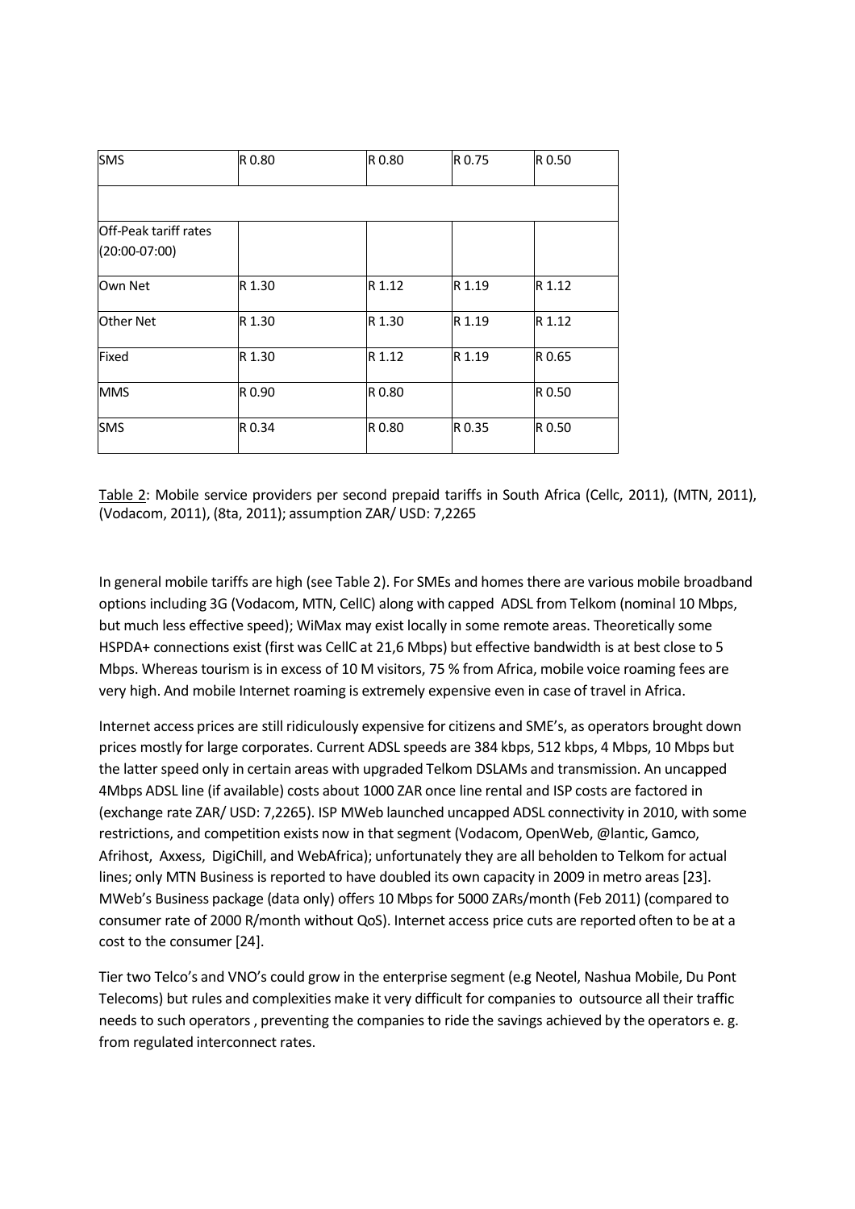| SMS | R 0.80 | R 0.80 | R 0.75 | R 0.50 |
|---|---|---|---|---|
| | | | | |
| Off-Peak tariff rates (20:00-07:00) | | | | |
| Own Net | R 1.30 | R 1.12 | R 1.19 | R 1.12 |
| Other Net | R 1.30 | R 1.30 | R 1.19 | R 1.12 |
| Fixed | R 1.30 | R 1.12 | R 1.19 | R 0.65 |
| MMS | R 0.90 | R 0.80 | | R 0.50 |
| SMS | R 0.34 | R 0.80 | R 0.35 | R 0.50 |

Table 2: Mobile service providers per second prepaid tariffs in South Africa (Cellc, 2011), (MTN, 2011), (Vodacom, 2011), (8ta, 2011); assumption ZAR/ USD: 7,2265

In general mobile tariffs are high (see Table 2). For SMEs and homes there are various mobile broadband options including 3G (Vodacom, MTN, CellC) along with capped ADSL from Telkom (nominal 10 Mbps, but much less effective speed); WiMax may exist locally in some remote areas. Theoretically some HSPDA+ connections exist (first was CellC at 21,6 Mbps) but effective bandwidth is at best close to 5 Mbps. Whereas tourism is in excess of 10 M visitors, 75 % from Africa, mobile voice roaming fees are very high. And mobile Internet roaming is extremely expensive even in case of travel in Africa.

Internet access prices are still ridiculously expensive for citizens and SME's, as operators brought down prices mostly for large corporates. Current ADSL speeds are 384 kbps, 512 kbps, 4 Mbps, 10 Mbps but the latter speed only in certain areas with upgraded Telkom DSLAMs and transmission. An uncapped 4Mbps ADSL line (if available) costs about 1000 ZAR once line rental and ISP costs are factored in (exchange rate ZAR/ USD: 7,2265). ISP MWeb launched uncapped ADSL connectivity in 2010, with some restrictions, and competition exists now in that segment (Vodacom, OpenWeb, @lantic, Gamco, Afrihost, Axxess, DigiChill, and WebAfrica); unfortunately they are all beholden to Telkom for actual lines; only MTN Business is reported to have doubled its own capacity in 2009 in metro areas [23]. MWeb's Business package (data only) offers 10 Mbps for 5000 ZARs/month (Feb 2011) (compared to consumer rate of 2000 R/month without QoS). Internet access price cuts are reported often to be at a cost to the consumer [24].

Tier two Telco's and VNO's could grow in the enterprise segment (e.g Neotel, Nashua Mobile, Du Pont Telecoms) but rules and complexities make it very difficult for companies to outsource all their traffic needs to such operators , preventing the companies to ride the savings achieved by the operators e. g. from regulated interconnect rates.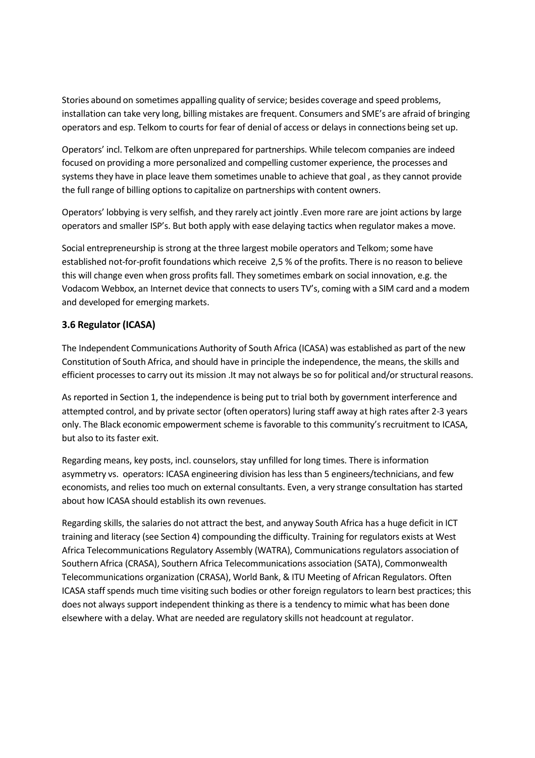Stories abound on sometimes appalling quality of service; besides coverage and speed problems, installation can take very long, billing mistakes are frequent. Consumers and SME's are afraid of bringing operators and esp. Telkom to courts for fear of denial of access or delays in connections being set up.

Operators' incl. Telkom are often unprepared for partnerships. While telecom companies are indeed focused on providing a more personalized and compelling customer experience, the processes and systems they have in place leave them sometimes unable to achieve that goal , as they cannot provide the full range of billing options to capitalize on partnerships with content owners.

Operators' lobbying is very selfish, and they rarely act jointly .Even more rare are joint actions by large operators and smaller ISP's. But both apply with ease delaying tactics when regulator makes a move.

Social entrepreneurship is strong at the three largest mobile operators and Telkom; some have established not-for-profit foundations which receive 2,5 % of the profits. There is no reason to believe this will change even when gross profits fall. They sometimes embark on social innovation, e.g. the Vodacom Webbox, an Internet device that connects to users TV's, coming with a SIM card and a modem and developed for emerging markets.

### 3.6 Regulator (ICASA)

The Independent Communications Authority of South Africa (ICASA) was established as part of the new Constitution of South Africa, and should have in principle the independence, the means, the skills and efficient processes to carry out its mission .It may not always be so for political and/or structural reasons.

As reported in Section 1, the independence is being put to trial both by government interference and attempted control, and by private sector (often operators) luring staff away at high rates after 2-3 years only. The Black economic empowerment scheme is favorable to this community's recruitment to ICASA, but also to its faster exit.

Regarding means, key posts, incl. counselors, stay unfilled for long times. There is information asymmetry vs. operators: ICASA engineering division has less than 5 engineers/technicians, and few economists, and relies too much on external consultants. Even, a very strange consultation has started about how ICASA should establish its own revenues.

Regarding skills, the salaries do not attract the best, and anyway South Africa has a huge deficit in ICT training and literacy (see Section 4) compounding the difficulty. Training for regulators exists at West Africa Telecommunications Regulatory Assembly (WATRA), Communications regulators association of Southern Africa (CRASA), Southern Africa Telecommunications association (SATA), Commonwealth Telecommunications organization (CRASA), World Bank, & ITU Meeting of African Regulators. Often ICASA staff spends much time visiting such bodies or other foreign regulators to learn best practices; this does not always support independent thinking as there is a tendency to mimic what has been done elsewhere with a delay. What are needed are regulatory skills not headcount at regulator.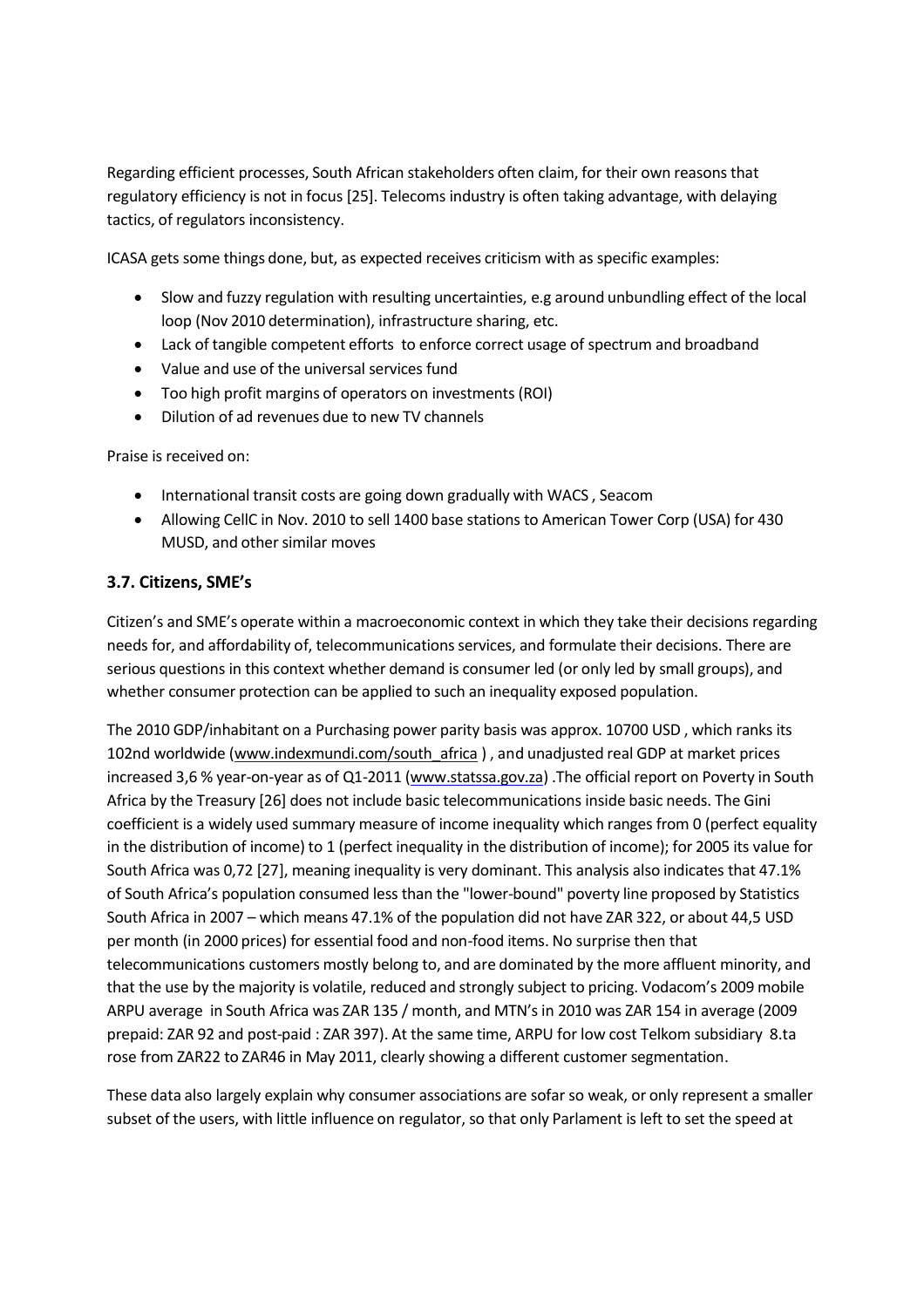Regarding efficient processes, South African stakeholders often claim, for their own reasons that regulatory efficiency is not in focus [25]. Telecoms industry is often taking advantage, with delaying tactics, of regulators inconsistency.

ICASA gets some things done, but, as expected receives criticism with as specific examples:

- Slow and fuzzy regulation with resulting uncertainties, e.g around unbundling effect of the local loop (Nov 2010 determination), infrastructure sharing, etc.
- Lack of tangible competent efforts to enforce correct usage of spectrum and broadband
- Value and use of the universal services fund
- Too high profit margins of operators on investments (ROI)
- Dilution of ad revenues due to new TV channels

Praise is received on:

- International transit costs are going down gradually with WACS , Seacom
- Allowing CellC in Nov. 2010 to sell 1400 base stations to American Tower Corp (USA) for 430 MUSD, and other similar moves

### 3.7. Citizens, SME's

Citizen's and SME's operate within a macroeconomic context in which they take their decisions regarding needs for, and affordability of, telecommunications services, and formulate their decisions. There are serious questions in this context whether demand is consumer led (or only led by small groups), and whether consumer protection can be applied to such an inequality exposed population.

The 2010 GDP/inhabitant on a Purchasing power parity basis was approx. 10700 USD , which ranks its 102nd worldwide (www.indexmundi.com/south_africa ) , and unadjusted real GDP at market prices increased 3,6 % year-on-year as of Q1-2011 (www.statssa.gov.za) .The official report on Poverty in South Africa by the Treasury [26] does not include basic telecommunications inside basic needs. The Gini coefficient is a widely used summary measure of income inequality which ranges from 0 (perfect equality in the distribution of income) to 1 (perfect inequality in the distribution of income); for 2005 its value for South Africa was 0,72 [27], meaning inequality is very dominant. This analysis also indicates that 47.1% of South Africa's population consumed less than the "lower-bound" poverty line proposed by Statistics South Africa in 2007 – which means 47.1% of the population did not have ZAR 322, or about 44,5 USD per month (in 2000 prices) for essential food and non-food items. No surprise then that telecommunications customers mostly belong to, and are dominated by the more affluent minority, and that the use by the majority is volatile, reduced and strongly subject to pricing. Vodacom's 2009 mobile ARPU average in South Africa was ZAR 135 / month, and MTN's in 2010 was ZAR 154 in average (2009 prepaid: ZAR 92 and post-paid : ZAR 397). At the same time, ARPU for low cost Telkom subsidiary 8.ta rose from ZAR22 to ZAR46 in May 2011, clearly showing a different customer segmentation.

These data also largely explain why consumer associations are sofar so weak, or only represent a smaller subset of the users, with little influence on regulator, so that only Parlament is left to set the speed at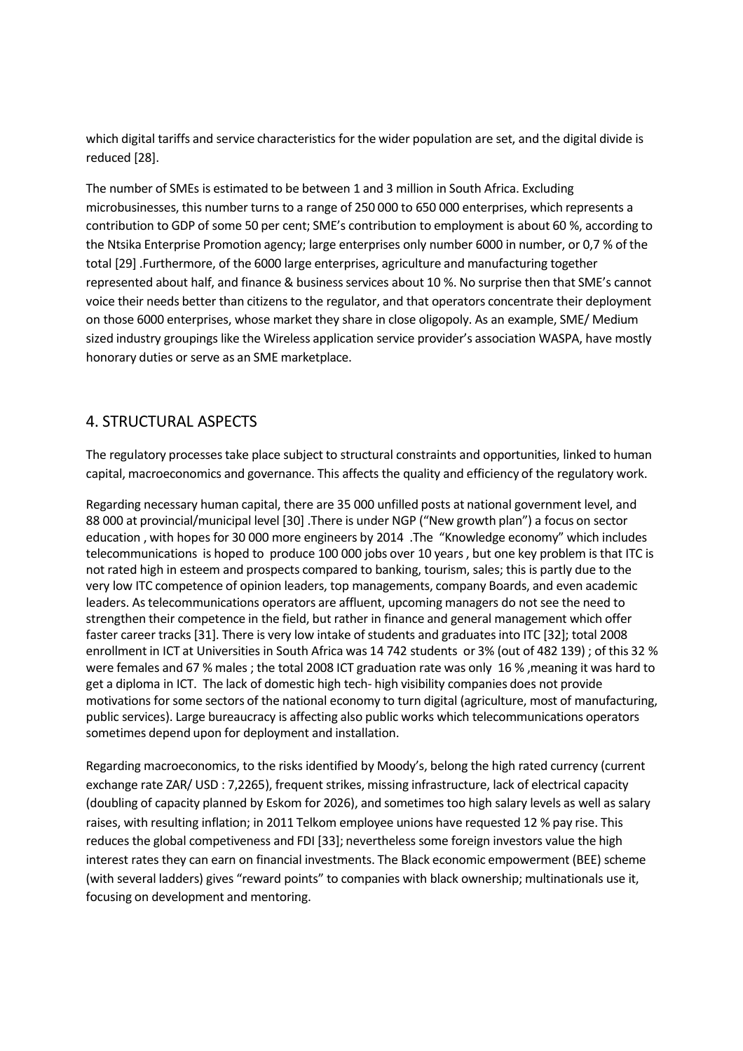which digital tariffs and service characteristics for the wider population are set, and the digital divide is reduced [28].

The number of SMEs is estimated to be between 1 and 3 million in South Africa. Excluding microbusinesses, this number turns to a range of 250 000 to 650 000 enterprises, which represents a contribution to GDP of some 50 per cent; SME's contribution to employment is about 60 %, according to the Ntsika Enterprise Promotion agency; large enterprises only number 6000 in number, or 0,7 % of the total [29] .Furthermore, of the 6000 large enterprises, agriculture and manufacturing together represented about half, and finance & business services about 10 %. No surprise then that SME's cannot voice their needs better than citizens to the regulator, and that operators concentrate their deployment on those 6000 enterprises, whose market they share in close oligopoly. As an example, SME/ Medium sized industry groupings like the Wireless application service provider's association WASPA, have mostly honorary duties or serve as an SME marketplace.

## 4. STRUCTURAL ASPECTS

The regulatory processes take place subject to structural constraints and opportunities, linked to human capital, macroeconomics and governance. This affects the quality and efficiency of the regulatory work.

Regarding necessary human capital, there are 35 000 unfilled posts at national government level, and 88 000 at provincial/municipal level [30] .There is under NGP ("New growth plan") a focus on sector education , with hopes for 30 000 more engineers by 2014 .The "Knowledge economy" which includes telecommunications is hoped to produce 100 000 jobs over 10 years , but one key problem is that ITC is not rated high in esteem and prospects compared to banking, tourism, sales; this is partly due to the very low ITC competence of opinion leaders, top managements, company Boards, and even academic leaders. As telecommunications operators are affluent, upcoming managers do not see the need to strengthen their competence in the field, but rather in finance and general management which offer faster career tracks [31]. There is very low intake of students and graduates into ITC [32]; total 2008 enrollment in ICT at Universities in South Africa was 14 742 students or 3% (out of 482 139) ; of this 32 % were females and 67 % males ; the total 2008 ICT graduation rate was only 16 % ,meaning it was hard to get a diploma in ICT. The lack of domestic high tech- high visibility companies does not provide motivations for some sectors of the national economy to turn digital (agriculture, most of manufacturing, public services). Large bureaucracy is affecting also public works which telecommunications operators sometimes depend upon for deployment and installation.

Regarding macroeconomics, to the risks identified by Moody's, belong the high rated currency (current exchange rate ZAR/ USD : 7,2265), frequent strikes, missing infrastructure, lack of electrical capacity (doubling of capacity planned by Eskom for 2026), and sometimes too high salary levels as well as salary raises, with resulting inflation; in 2011 Telkom employee unions have requested 12 % pay rise. This reduces the global competiveness and FDI [33]; nevertheless some foreign investors value the high interest rates they can earn on financial investments. The Black economic empowerment (BEE) scheme (with several ladders) gives "reward points" to companies with black ownership; multinationals use it, focusing on development and mentoring.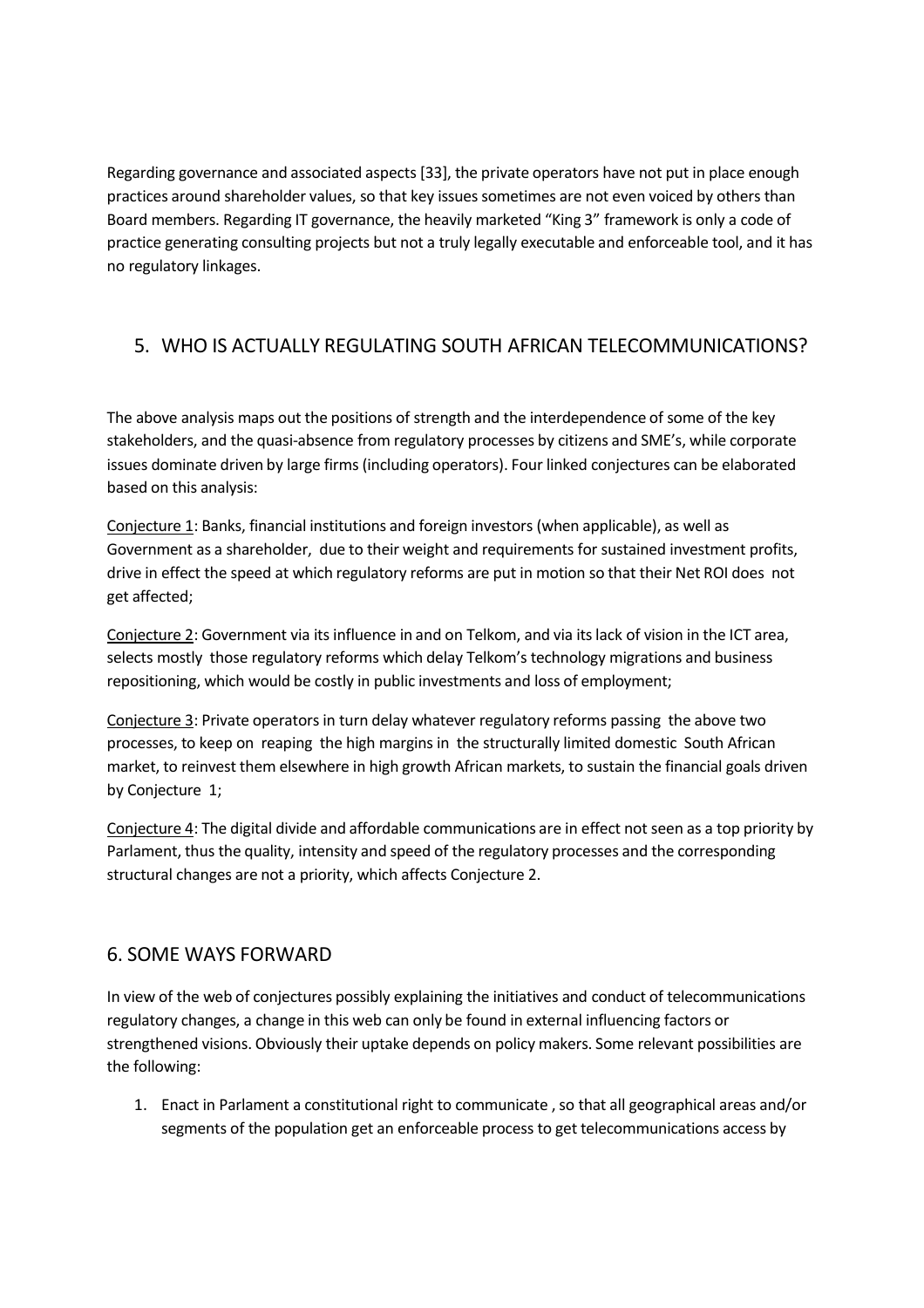Regarding governance and associated aspects [33], the private operators have not put in place enough practices around shareholder values, so that key issues sometimes are not even voiced by others than Board members. Regarding IT governance, the heavily marketed "King 3" framework is only a code of practice generating consulting projects but not a truly legally executable and enforceable tool, and it has no regulatory linkages.

## 5. WHO IS ACTUALLY REGULATING SOUTH AFRICAN TELECOMMUNICATIONS?

The above analysis maps out the positions of strength and the interdependence of some of the key stakeholders, and the quasi-absence from regulatory processes by citizens and SME's, while corporate issues dominate driven by large firms (including operators). Four linked conjectures can be elaborated based on this analysis:

<u>Conjecture 1</u>: Banks, financial institutions and foreign investors (when applicable), as well as Government as a shareholder, due to their weight and requirements for sustained investment profits, drive in effect the speed at which regulatory reforms are put in motion so that their Net ROI does not get affected;

<u>Conjecture 2</u>: Government via its influence in and on Telkom, and via its lack of vision in the ICT area, selects mostly those regulatory reforms which delay Telkom's technology migrations and business repositioning, which would be costly in public investments and loss of employment;

<u>Conjecture 3</u>: Private operators in turn delay whatever regulatory reforms passing the above two processes, to keep on reaping the high margins in the structurally limited domestic South African market, to reinvest them elsewhere in high growth African markets, to sustain the financial goals driven by Conjecture 1;

<u>Conjecture 4</u>: The digital divide and affordable communications are in effect not seen as a top priority by Parlament, thus the quality, intensity and speed of the regulatory processes and the corresponding structural changes are not a priority, which affects Conjecture 2.

## 6. SOME WAYS FORWARD

In view of the web of conjectures possibly explaining the initiatives and conduct of telecommunications regulatory changes, a change in this web can only be found in external influencing factors or strengthened visions. Obviously their uptake depends on policy makers. Some relevant possibilities are the following:

1. Enact in Parlament a constitutional right to communicate , so that all geographical areas and/or segments of the population get an enforceable process to get telecommunications access by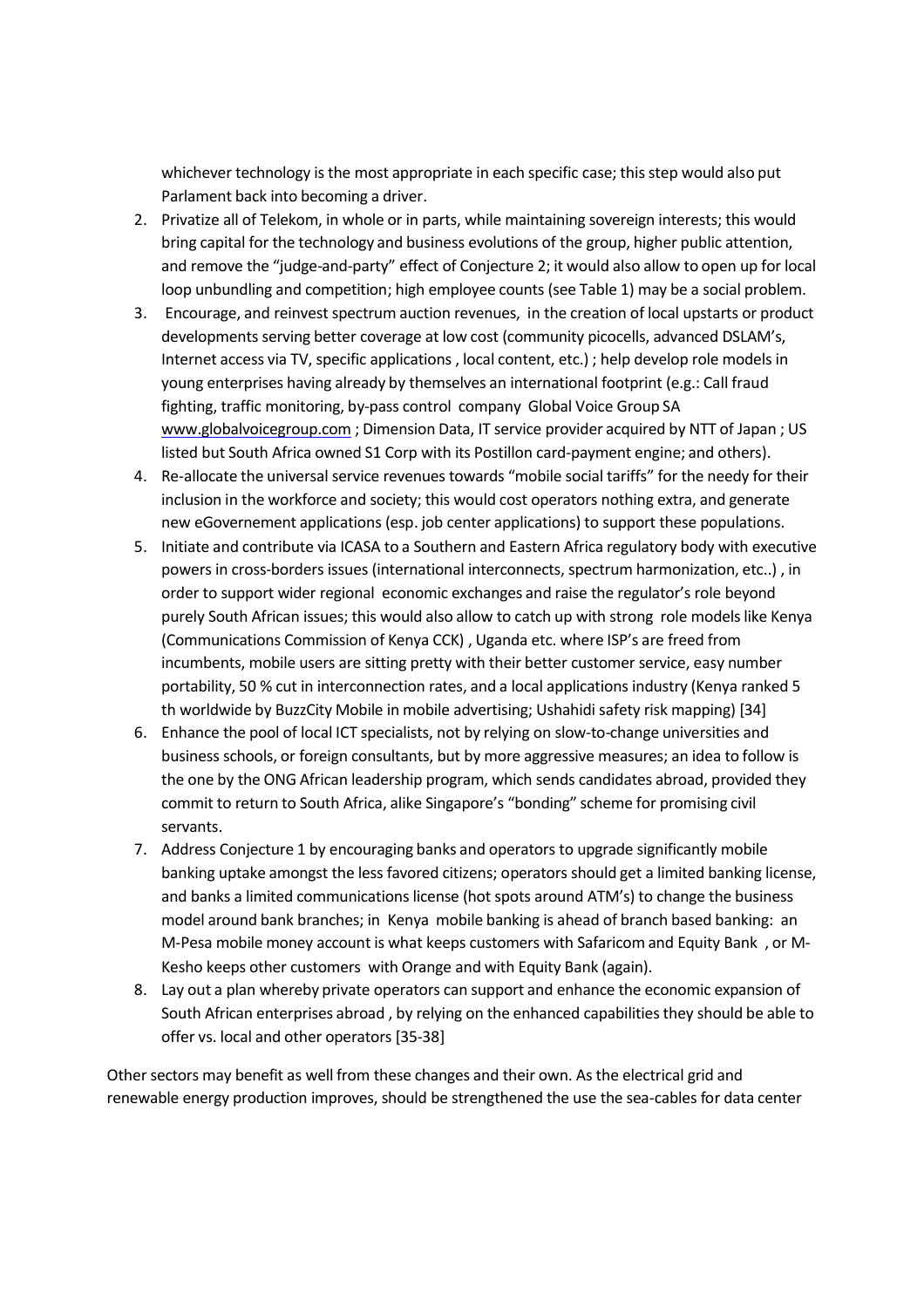whichever technology is the most appropriate in each specific case; this step would also put Parlament back into becoming a driver.

2. Privatize all of Telekom, in whole or in parts, while maintaining sovereign interests; this would bring capital for the technology and business evolutions of the group, higher public attention, and remove the "judge-and-party" effect of Conjecture 2; it would also allow to open up for local loop unbundling and competition; high employee counts (see Table 1) may be a social problem.
3. Encourage, and reinvest spectrum auction revenues, in the creation of local upstarts or product developments serving better coverage at low cost (community picocells, advanced DSLAM's, Internet access via TV, specific applications , local content, etc.) ; help develop role models in young enterprises having already by themselves an international footprint (e.g.: Call fraud fighting, traffic monitoring, by-pass control company Global Voice Group SA www.globalvoicegroup.com ; Dimension Data, IT service provider acquired by NTT of Japan ; US listed but South Africa owned S1 Corp with its Postillon card-payment engine; and others).
4. Re-allocate the universal service revenues towards "mobile social tariffs" for the needy for their inclusion in the workforce and society; this would cost operators nothing extra, and generate new eGovernement applications (esp. job center applications) to support these populations.
5. Initiate and contribute via ICASA to a Southern and Eastern Africa regulatory body with executive powers in cross-borders issues (international interconnects, spectrum harmonization, etc..) , in order to support wider regional economic exchanges and raise the regulator's role beyond purely South African issues; this would also allow to catch up with strong role models like Kenya (Communications Commission of Kenya CCK) , Uganda etc. where ISP's are freed from incumbents, mobile users are sitting pretty with their better customer service, easy number portability, 50 % cut in interconnection rates, and a local applications industry (Kenya ranked 5 th worldwide by BuzzCity Mobile in mobile advertising; Ushahidi safety risk mapping) [34]
6. Enhance the pool of local ICT specialists, not by relying on slow-to-change universities and business schools, or foreign consultants, but by more aggressive measures; an idea to follow is the one by the ONG African leadership program, which sends candidates abroad, provided they commit to return to South Africa, alike Singapore's "bonding" scheme for promising civil servants.
7. Address Conjecture 1 by encouraging banks and operators to upgrade significantly mobile banking uptake amongst the less favored citizens; operators should get a limited banking license, and banks a limited communications license (hot spots around ATM's) to change the business model around bank branches; in Kenya mobile banking is ahead of branch based banking: an M-Pesa mobile money account is what keeps customers with Safaricom and Equity Bank , or M-Kesho keeps other customers with Orange and with Equity Bank (again).
8. Lay out a plan whereby private operators can support and enhance the economic expansion of South African enterprises abroad , by relying on the enhanced capabilities they should be able to offer vs. local and other operators [35-38]

Other sectors may benefit as well from these changes and their own. As the electrical grid and renewable energy production improves, should be strengthened the use the sea-cables for data center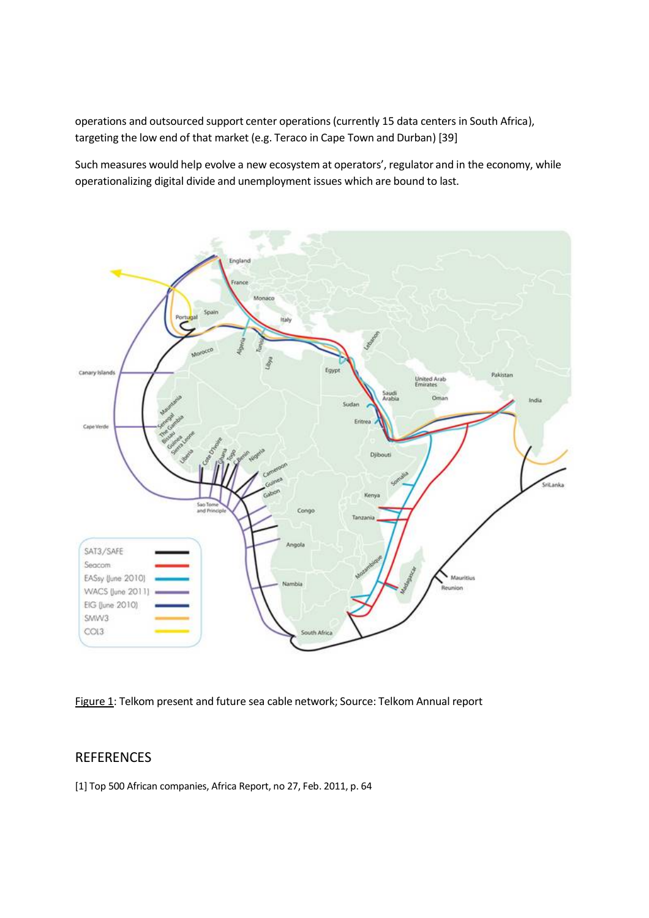operations and outsourced support center operations (currently 15 data centers in South Africa), targeting the low end of that market (e.g. Teraco in Cape Town and Durban) [39]

Such measures would help evolve a new ecosystem at operators', regulator and in the economy, while operationalizing digital divide and unemployment issues which are bound to last.

Figure 1: Telkom present and future sea cable network; Source: Telkom Annual report

## REFERENCES

[1] Top 500 African companies, Africa Report, no 27, Feb. 2011, p. 64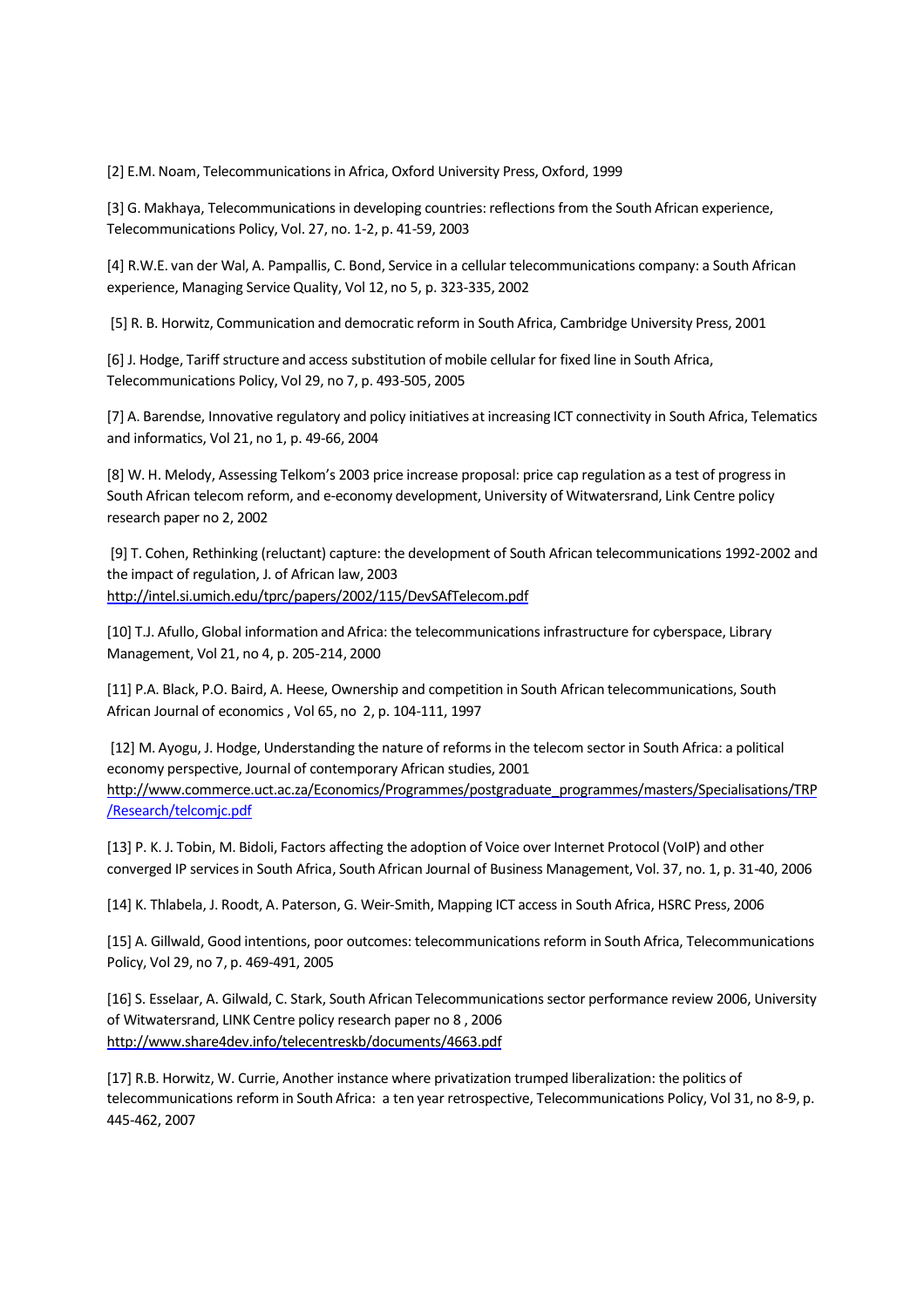[2] E.M. Noam, Telecommunications in Africa, Oxford University Press, Oxford, 1999

[3] G. Makhaya, Telecommunications in developing countries: reflections from the South African experience, Telecommunications Policy, Vol. 27, no. 1-2, p. 41-59, 2003

[4] R.W.E. van der Wal, A. Pampallis, C. Bond, Service in a cellular telecommunications company: a South African experience, Managing Service Quality, Vol 12, no 5, p. 323-335, 2002

[5] R. B. Horwitz, Communication and democratic reform in South Africa, Cambridge University Press, 2001

[6] J. Hodge, Tariff structure and access substitution of mobile cellular for fixed line in South Africa, Telecommunications Policy, Vol 29, no 7, p. 493-505, 2005

[7] A. Barendse, Innovative regulatory and policy initiatives at increasing ICT connectivity in South Africa, Telematics and informatics, Vol 21, no 1, p. 49-66, 2004

[8] W. H. Melody, Assessing Telkom's 2003 price increase proposal: price cap regulation as a test of progress in South African telecom reform, and e-economy development, University of Witwatersrand, Link Centre policy research paper no 2, 2002

[9] T. Cohen, Rethinking (reluctant) capture: the development of South African telecommunications 1992-2002 and the impact of regulation, J. of African law, 2003
http://intel.si.umich.edu/tprc/papers/2002/115/DevSAfTelecom.pdf

[10] T.J. Afullo, Global information and Africa: the telecommunications infrastructure for cyberspace, Library Management, Vol 21, no 4, p. 205-214, 2000

[11] P.A. Black, P.O. Baird, A. Heese, Ownership and competition in South African telecommunications, South African Journal of economics , Vol 65, no 2, p. 104-111, 1997

[12] M. Ayogu, J. Hodge, Understanding the nature of reforms in the telecom sector in South Africa: a political economy perspective, Journal of contemporary African studies, 2001
http://www.commerce.uct.ac.za/Economics/Programmes/postgraduate_programmes/masters/Specialisations/TRP/Research/telcomjc.pdf

[13] P. K. J. Tobin, M. Bidoli, Factors affecting the adoption of Voice over Internet Protocol (VoIP) and other converged IP services in South Africa, South African Journal of Business Management, Vol. 37, no. 1, p. 31-40, 2006

[14] K. Thlabela, J. Roodt, A. Paterson, G. Weir-Smith, Mapping ICT access in South Africa, HSRC Press, 2006

[15] A. Gillwald, Good intentions, poor outcomes: telecommunications reform in South Africa, Telecommunications Policy, Vol 29, no 7, p. 469-491, 2005

[16] S. Esselaar, A. Gilwald, C. Stark, South African Telecommunications sector performance review 2006, University of Witwatersrand, LINK Centre policy research paper no 8 , 2006
http://www.share4dev.info/telecentreskb/documents/4663.pdf

[17] R.B. Horwitz, W. Currie, Another instance where privatization trumped liberalization: the politics of telecommunications reform in South Africa: a ten year retrospective, Telecommunications Policy, Vol 31, no 8-9, p. 445-462, 2007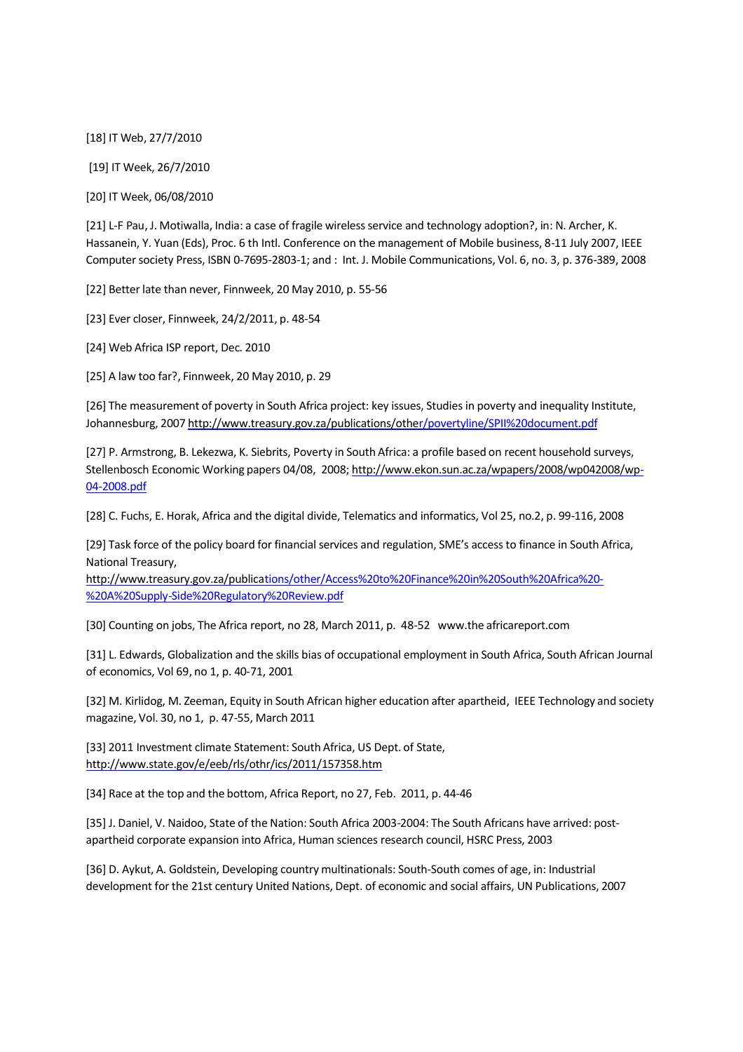[18] IT Web, 27/7/2010

[19] IT Week, 26/7/2010

[20] IT Week, 06/08/2010

[21] L-F Pau, J. Motiwalla, India: a case of fragile wireless service and technology adoption?, in: N. Archer, K. Hassanein, Y. Yuan (Eds), Proc. 6 th Intl. Conference on the management of Mobile business, 8-11 July 2007, IEEE Computer society Press, ISBN 0-7695-2803-1; and : Int. J. Mobile Communications, Vol. 6, no. 3, p. 376-389, 2008

[22] Better late than never, Finnweek, 20 May 2010, p. 55-56

[23] Ever closer, Finnweek, 24/2/2011, p. 48-54

[24] Web Africa ISP report, Dec. 2010

[25] A law too far?, Finnweek, 20 May 2010, p. 29

[26] The measurement of poverty in South Africa project: key issues, Studies in poverty and inequality Institute, Johannesburg, 2007 http://www.treasury.gov.za/publications/other/povertyline/SPII%20document.pdf

[27] P. Armstrong, B. Lekezwa, K. Siebrits, Poverty in South Africa: a profile based on recent household surveys, Stellenbosch Economic Working papers 04/08, 2008; http://www.ekon.sun.ac.za/wpapers/2008/wp042008/wp-04-2008.pdf

[28] C. Fuchs, E. Horak, Africa and the digital divide, Telematics and informatics, Vol 25, no.2, p. 99-116, 2008

[29] Task force of the policy board for financial services and regulation, SME's access to finance in South Africa, National Treasury, http://www.treasury.gov.za/publications/other/Access%20to%20Finance%20in%20South%20Africa%20-%20A%20Supply-Side%20Regulatory%20Review.pdf

[30] Counting on jobs, The Africa report, no 28, March 2011, p. 48-52 www.the africareport.com

[31] L. Edwards, Globalization and the skills bias of occupational employment in South Africa, South African Journal of economics, Vol 69, no 1, p. 40-71, 2001

[32] M. Kirlidog, M. Zeeman, Equity in South African higher education after apartheid, IEEE Technology and society magazine, Vol. 30, no 1, p. 47-55, March 2011

[33] 2011 Investment climate Statement: South Africa, US Dept. of State, http://www.state.gov/e/eeb/rls/othr/ics/2011/157358.htm

[34] Race at the top and the bottom, Africa Report, no 27, Feb. 2011, p. 44-46

[35] J. Daniel, V. Naidoo, State of the Nation: South Africa 2003-2004: The South Africans have arrived: post-apartheid corporate expansion into Africa, Human sciences research council, HSRC Press, 2003

[36] D. Aykut, A. Goldstein, Developing country multinationals: South-South comes of age, in: Industrial development for the 21st century United Nations, Dept. of economic and social affairs, UN Publications, 2007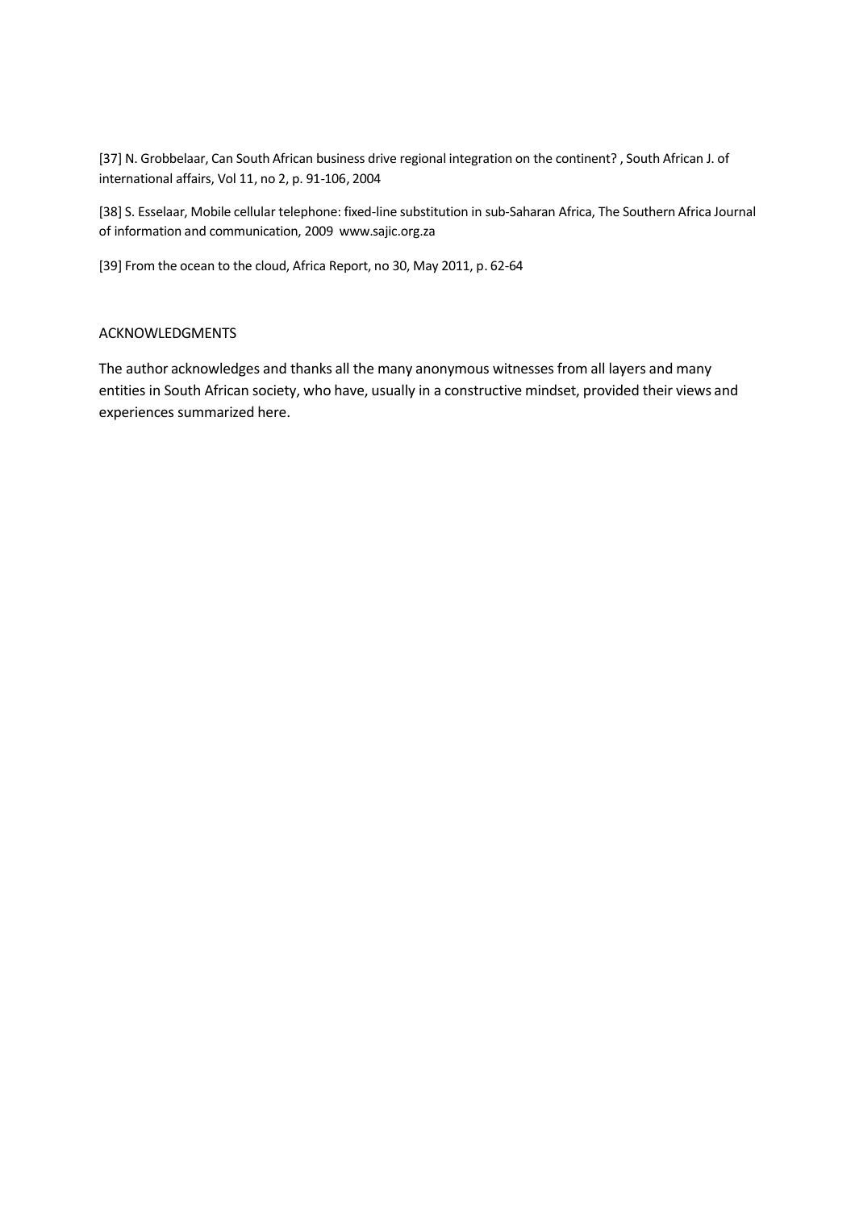[37] N. Grobbelaar, Can South African business drive regional integration on the continent? , South African J. of international affairs, Vol 11, no 2, p. 91-106, 2004

[38] S. Esselaar, Mobile cellular telephone: fixed-line substitution in sub-Saharan Africa, The Southern Africa Journal of information and communication, 2009 www.sajic.org.za

[39] From the ocean to the cloud, Africa Report, no 30, May 2011, p. 62-64

## ACKNOWLEDGMENTS

The author acknowledges and thanks all the many anonymous witnesses from all layers and many entities in South African society, who have, usually in a constructive mindset, provided their views and experiences summarized here.